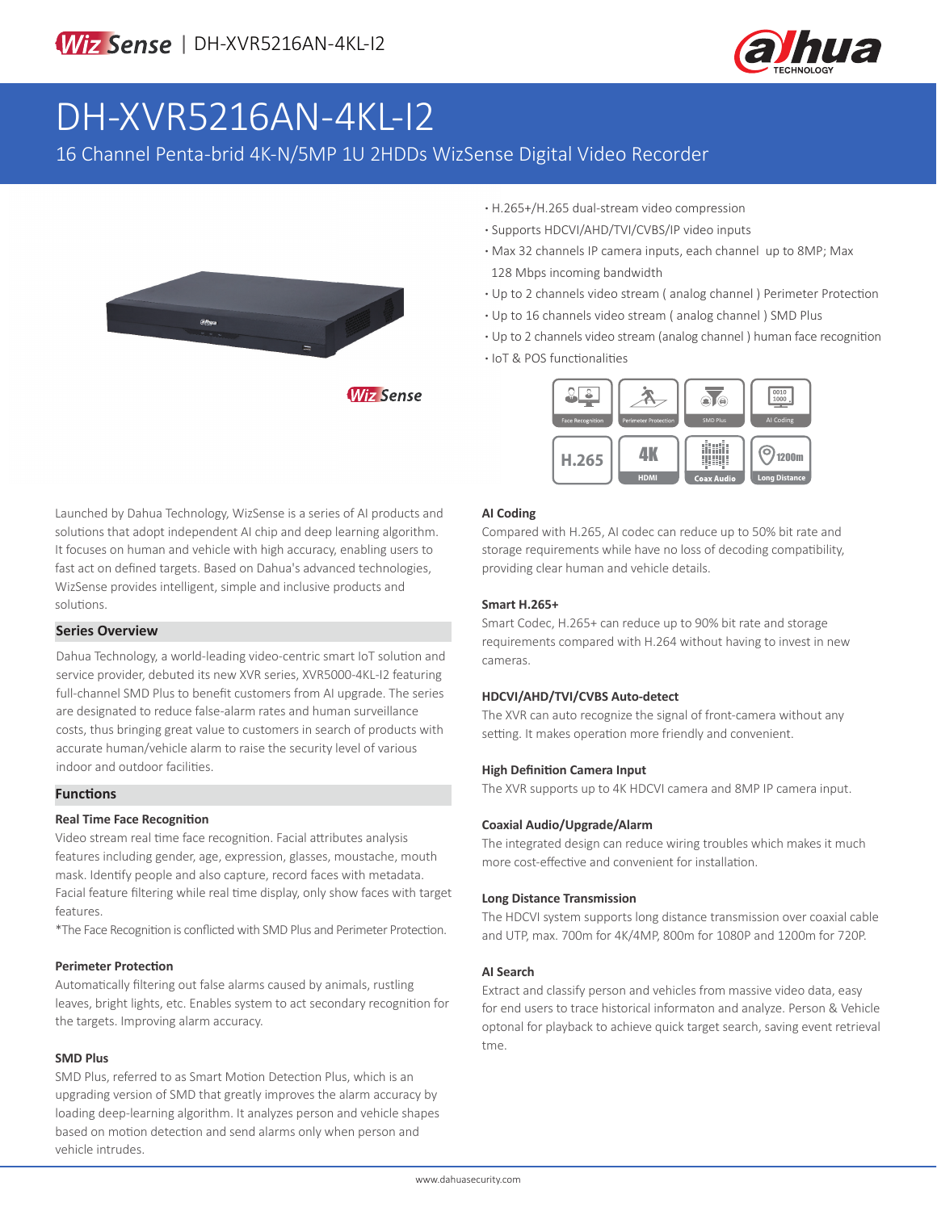# DH-XVR5216AN-4KL-I2

16 Channel Penta-brid 4K-N/5MP 1U 2HDDs WizSense Digital Video Recorder

- H.265+/H.265 dual-stream video compression
- Supports HDCVI/AHD/TVI/CVBS/IP video inputs
- Max 32 channels IP camera inputs, each channel up to 8MP; Max 128 Mbps incoming bandwidth
- Up to 2 channels video stream ( analog channel ) Perimeter Protection
- Up to 16 channels video stream ( analog channel ) SMD Plus
- Up to 2 channels video stream (analog channel ) human face recognition
- IoT & POS functionalities

Launched by Dahua Technology, WizSense is a series of AI products and solutions that adopt independent AI chip and deep learning algorithm. It focuses on human and vehicle with high accuracy, enabling users to fast act on defined targets. Based on Dahua's advanced technologies, WizSense provides intelligent, simple and inclusive products and solutions.

## Series Overview

Dahua Technology, a world-leading video-centric smart IoT solution and service provider, debuted its new XVR series, XVR5000-4KL-I2 featuring full-channel SMD Plus to benefit customers from AI upgrade. The series are designated to reduce false-alarm rates and human surveillance costs, thus bringing great value to customers in search of products with accurate human/vehicle alarm to raise the security level of various indoor and outdoor facilities.

## Functions

### Real Time Face Recognition

Video stream real time face recognition. Facial attributes analysis features including gender, age, expression, glasses, moustache, mouth mask. Identify people and also capture, record faces with metadata. Facial feature filtering while real time display, only show faces with target features.

*The Face Recognition is conflicted with SMD Plus and Perimeter Protection.

### Perimeter Protection

Automatically filtering out false alarms caused by animals, rustling leaves, bright lights, etc. Enables system to act secondary recognition for the targets. Improving alarm accuracy.

### SMD Plus

SMD Plus, referred to as Smart Motion Detection Plus, which is an upgrading version of SMD that greatly improves the alarm accuracy by loading deep-learning algorithm. It analyzes person and vehicle shapes based on motion detection and send alarms only when person and vehicle intrudes.

### AI Coding

Compared with H.265, AI codec can reduce up to 50% bit rate and storage requirements while have no loss of decoding compatibility, providing clear human and vehicle details.

### Smart H.265+

Smart Codec, H.265+ can reduce up to 90% bit rate and storage requirements compared with H.264 without having to invest in new cameras.

### HDCVI/AHD/TVI/CVBS Auto-detect

The XVR can auto recognize the signal of front-camera without any setting. It makes operation more friendly and convenient.

### High Definition Camera Input

The XVR supports up to 4K HDCVI camera and 8MP IP camera input.

### Coaxial Audio/Upgrade/Alarm

The integrated design can reduce wiring troubles which makes it much more cost-effective and convenient for installation.

### Long Distance Transmission

The HDCVI system supports long distance transmission over coaxial cable and UTP, max. 700m for 4K/4MP, 800m for 1080P and 1200m for 720P.

### AI Search

Extract and classify person and vehicles from massive video data, easy for end users to trace historical informaton and analyze. Person & Vehicle optonal for playback to achieve quick target search, saving event retrieval tme.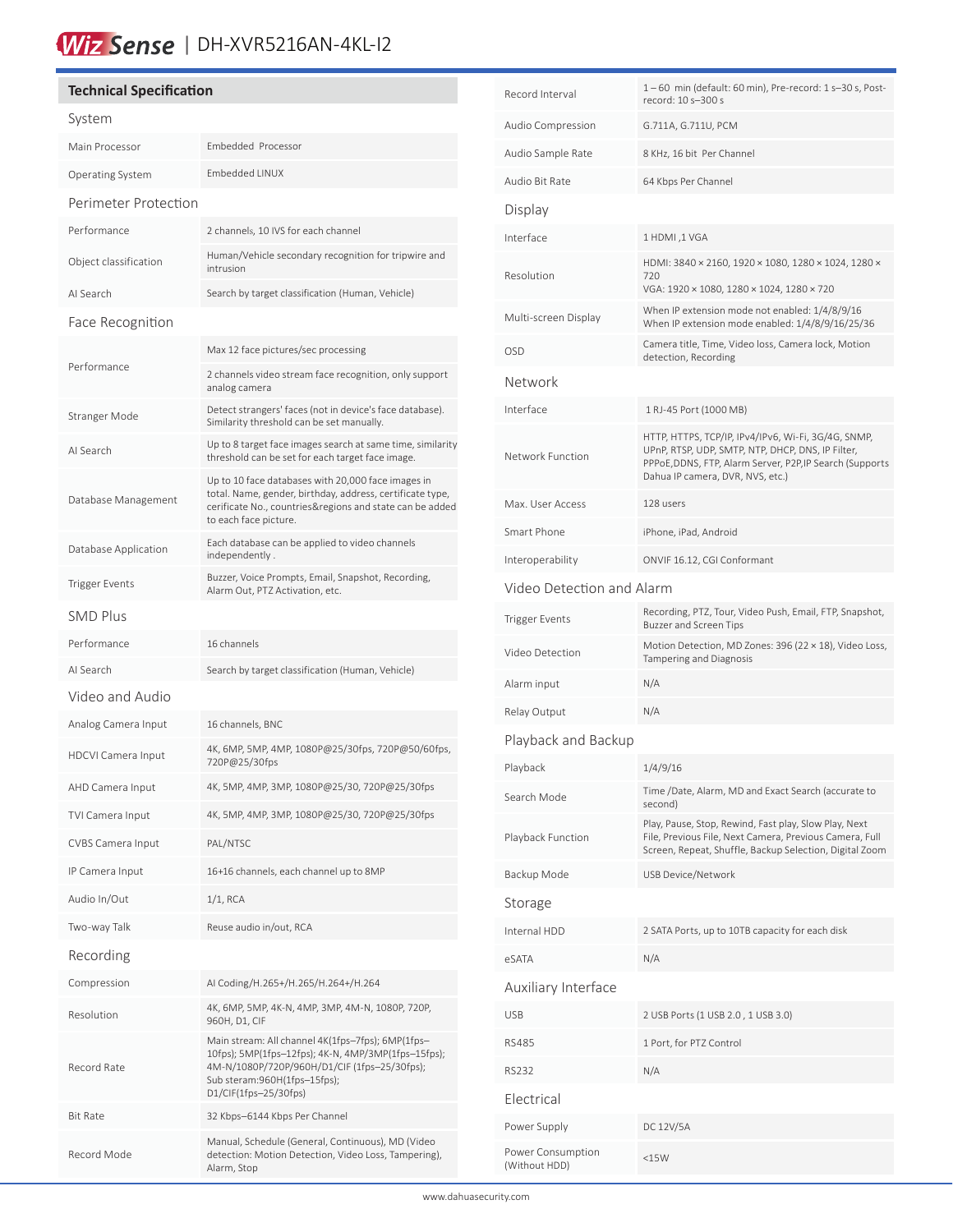# WizSense | DH-XVR5216AN-4KL-I2

## Technical Specification

### System

| | |
|---|---|
| Main Processor | Embedded Processor |
| Operating System | Embedded LINUX |

### Perimeter Protection

| | |
|---|---|
| Performance | 2 channels, 10 IVS for each channel |
| Object classification | Human/Vehicle secondary recognition for tripwire and intrusion |
| AI Search | Search by target classification (Human, Vehicle) |

### Face Recognition

| | |
|---|---|
| Performance | Max 12 face pictures/sec processing<br>2 channels video stream face recognition, only support analog camera |
| Stranger Mode | Detect strangers' faces (not in device's face database). Similarity threshold can be set manually. |
| AI Search | Up to 8 target face images search at same time, similarity threshold can be set for each target face image. |
| Database Management | Up to 10 face databases with 20,000 face images in total. Name, gender, birthday, address, certificate type, cerificate No., countries&regions and state can be added to each face picture. |
| Database Application | Each database can be applied to video channels independently . |
| Trigger Events | Buzzer, Voice Prompts, Email, Snapshot, Recording, Alarm Out, PTZ Activation, etc. |

### SMD Plus

| | |
|---|---|
| Performance | 16 channels |
| AI Search | Search by target classification (Human, Vehicle) |

### Video and Audio

| | |
|---|---|
| Analog Camera Input | 16 channels, BNC |
| HDCVI Camera Input | 4K, 6MP, 5MP, 4MP, 1080P@25/30fps, 720P@50/60fps, 720P@25/30fps |
| AHD Camera Input | 4K, 5MP, 4MP, 3MP, 1080P@25/30, 720P@25/30fps |
| TVI Camera Input | 4K, 5MP, 4MP, 3MP, 1080P@25/30, 720P@25/30fps |
| CVBS Camera Input | PAL/NTSC |
| IP Camera Input | 16+16 channels, each channel up to 8MP |
| Audio In/Out | 1/1, RCA |
| Two-way Talk | Reuse audio in/out, RCA |

### Recording

| | |
|---|---|
| Compression | AI Coding/H.265+/H.265/H.264+/H.264 |
| Resolution | 4K, 6MP, 5MP, 4K-N, 4MP, 3MP, 4M-N, 1080P, 720P, 960H, D1, CIF |
| Record Rate | Main stream: All channel 4K(1fps–7fps); 6MP(1fps–10fps); 5MP(1fps–12fps); 4K-N, 4MP/3MP(1fps–15fps); 4M-N/1080P/720P/960H/D1/CIF (1fps–25/30fps);<br>Sub steram:960H(1fps–15fps);<br>D1/CIF(1fps–25/30fps) |
| Bit Rate | 32 Kbps–6144 Kbps Per Channel |
| Record Mode | Manual, Schedule (General, Continuous), MD (Video detection: Motion Detection, Video Loss, Tampering), Alarm, Stop |
| Record Interval | 1 – 60 min (default: 60 min), Pre-record: 1 s–30 s, Post-record: 10 s–300 s |
| Audio Compression | G.711A, G.711U, PCM |
| Audio Sample Rate | 8 KHz, 16 bit Per Channel |
| Audio Bit Rate | 64 Kbps Per Channel |

### Display

| | |
|---|---|
| Interface | 1 HDMI ,1 VGA |
| Resolution | HDMI: 3840 × 2160, 1920 × 1080, 1280 × 1024, 1280 × 720<br>VGA: 1920 × 1080, 1280 × 1024, 1280 × 720 |
| Multi-screen Display | When IP extension mode not enabled: 1/4/8/9/16<br>When IP extension mode enabled: 1/4/8/9/16/25/36 |
| OSD | Camera title, Time, Video loss, Camera lock, Motion detection, Recording |

### Network

| | |
|---|---|
| Interface | 1 RJ-45 Port (1000 MB) |
| Network Function | HTTP, HTTPS, TCP/IP, IPv4/IPv6, Wi-Fi, 3G/4G, SNMP, UPnP, RTSP, UDP, SMTP, NTP, DHCP, DNS, IP Filter, PPPoE,DDNS, FTP, Alarm Server, P2P,IP Search (Supports Dahua IP camera, DVR, NVS, etc.) |
| Max. User Access | 128 users |
| Smart Phone | iPhone, iPad, Android |
| Interoperability | ONVIF 16.12, CGI Conformant |

### Video Detection and Alarm

| | |
|---|---|
| Trigger Events | Recording, PTZ, Tour, Video Push, Email, FTP, Snapshot, Buzzer and Screen Tips |
| Video Detection | Motion Detection, MD Zones: 396 (22 × 18), Video Loss, Tampering and Diagnosis |
| Alarm input | N/A |
| Relay Output | N/A |

### Playback and Backup

| | |
|---|---|
| Playback | 1/4/9/16 |
| Search Mode | Time /Date, Alarm, MD and Exact Search (accurate to second) |
| Playback Function | Play, Pause, Stop, Rewind, Fast play, Slow Play, Next File, Previous File, Next Camera, Previous Camera, Full Screen, Repeat, Shuffle, Backup Selection, Digital Zoom |
| Backup Mode | USB Device/Network |

### Storage

| | |
|---|---|
| Internal HDD | 2 SATA Ports, up to 10TB capacity for each disk |
| eSATA | N/A |

### Auxiliary Interface

| | |
|---|---|
| USB | 2 USB Ports (1 USB 2.0 , 1 USB 3.0) |
| RS485 | 1 Port, for PTZ Control |
| RS232 | N/A |

### Electrical

| | |
|---|---|
| Power Supply | DC 12V/5A |
| Power Consumption (Without HDD) | <15W |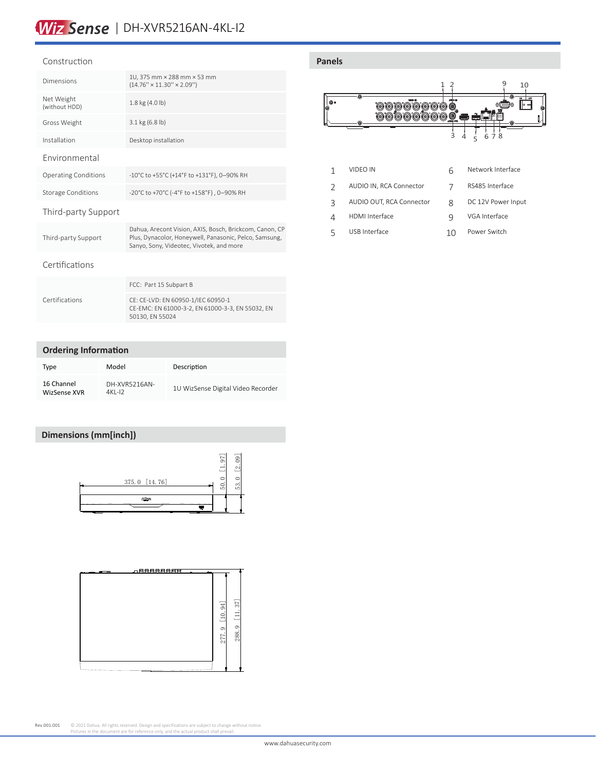# WizSense | DH-XVR5216AN-4KL-I2

## Construction

| | |
|---|---|
| Dimensions | 1U, 375 mm × 288 mm × 53 mm (14.76'' × 11.30'' × 2.09'') |
| Net Weight (without HDD) | 1.8 kg (4.0 lb) |
| Gross Weight | 3.1 kg (6.8 lb) |
| Installation | Desktop installation |

## Environmental

| | |
|---|---|
| Operating Conditions | -10°C to +55°C (+14°F to +131°F), 0–90% RH |
| Storage Conditions | -20°C to +70°C (-4°F to +158°F) , 0–90% RH |

## Third-party Support

| | |
|---|---|
| Third-party Support | Dahua, Arecont Vision, AXIS, Bosch, Brickcom, Canon, CP Plus, Dynacolor, Honeywell, Panasonic, Pelco, Samsung, Sanyo, Sony, Videotec, Vivotek, and more |

## Certifications

| | |
|---|---|
| Certifications | FCC: Part 15 Subpart B |
| | CE: CE-LVD: EN 60950-1/IEC 60950-1<br>CE-EMC: EN 61000-3-2, EN 61000-3-3, EN 55032, EN 50130, EN 55024 |

## Ordering Information

| Type | Model | Description |
|---|---|---|
| 16 Channel WizSense XVR | DH-XVR5216AN-4KL-I2 | 1U WizSense Digital Video Recorder |

## Dimensions (mm[inch])

375.0 [14.76]

50.0 [1.97]

53.0 [2.09]

277.9 [10.94]

288.9 [11.37]

## Panels

| | | | |
|---|---|---|---|
| 1 | VIDEO IN | 6 | Network Interface |
| 2 | AUDIO IN, RCA Connector | 7 | RS485 Interface |
| 3 | AUDIO OUT, RCA Connector | 8 | DC 12V Power Input |
| 4 | HDMI Interface | 9 | VGA Interface |
| 5 | USB Interface | 10 | Power Switch |

Rev 001.001 © 2021 Dahua. All rights reserved. Design and specifications are subject to change without notice.
Pictures in the document are for reference only, and the actual product shall prevail.

www.dahuasecurity.com